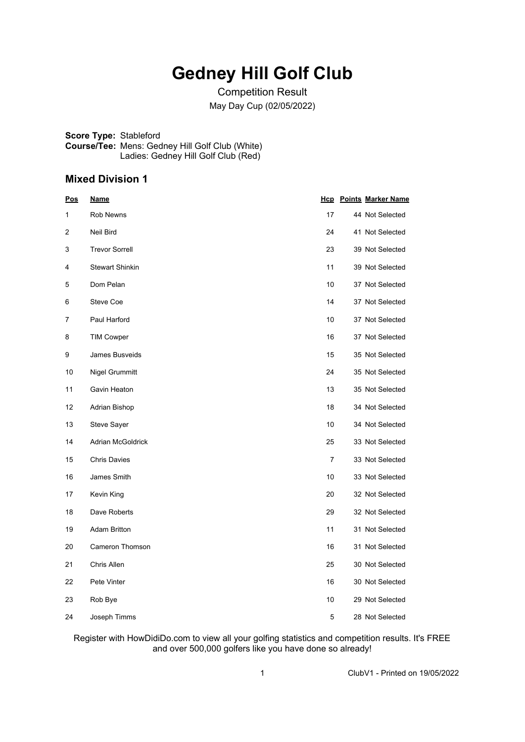# Gedney Hill Golf Club

Competition Result

May Day Cup (02/05/2022)

**Score Type:** Stableford
**Course/Tee:** Mens: Gedney Hill Golf Club (White)
Ladies: Gedney Hill Golf Club (Red)

## Mixed Division 1

| Pos | Name | Hcp | Points | Marker Name |
|---|---|---|---|---|
| 1 | Rob Newns | 17 | 44 | Not Selected |
| 2 | Neil Bird | 24 | 41 | Not Selected |
| 3 | Trevor Sorrell | 23 | 39 | Not Selected |
| 4 | Stewart Shinkin | 11 | 39 | Not Selected |
| 5 | Dom Pelan | 10 | 37 | Not Selected |
| 6 | Steve Coe | 14 | 37 | Not Selected |
| 7 | Paul Harford | 10 | 37 | Not Selected |
| 8 | TIM Cowper | 16 | 37 | Not Selected |
| 9 | James Busveids | 15 | 35 | Not Selected |
| 10 | Nigel Grummitt | 24 | 35 | Not Selected |
| 11 | Gavin Heaton | 13 | 35 | Not Selected |
| 12 | Adrian Bishop | 18 | 34 | Not Selected |
| 13 | Steve Sayer | 10 | 34 | Not Selected |
| 14 | Adrian McGoldrick | 25 | 33 | Not Selected |
| 15 | Chris Davies | 7 | 33 | Not Selected |
| 16 | James Smith | 10 | 33 | Not Selected |
| 17 | Kevin King | 20 | 32 | Not Selected |
| 18 | Dave Roberts | 29 | 32 | Not Selected |
| 19 | Adam Britton | 11 | 31 | Not Selected |
| 20 | Cameron Thomson | 16 | 31 | Not Selected |
| 21 | Chris Allen | 25 | 30 | Not Selected |
| 22 | Pete Vinter | 16 | 30 | Not Selected |
| 23 | Rob Bye | 10 | 29 | Not Selected |
| 24 | Joseph Timms | 5 | 28 | Not Selected |

Register with HowDidiDo.com to view all your golfing statistics and competition results. It's FREE and over 500,000 golfers like you have done so already!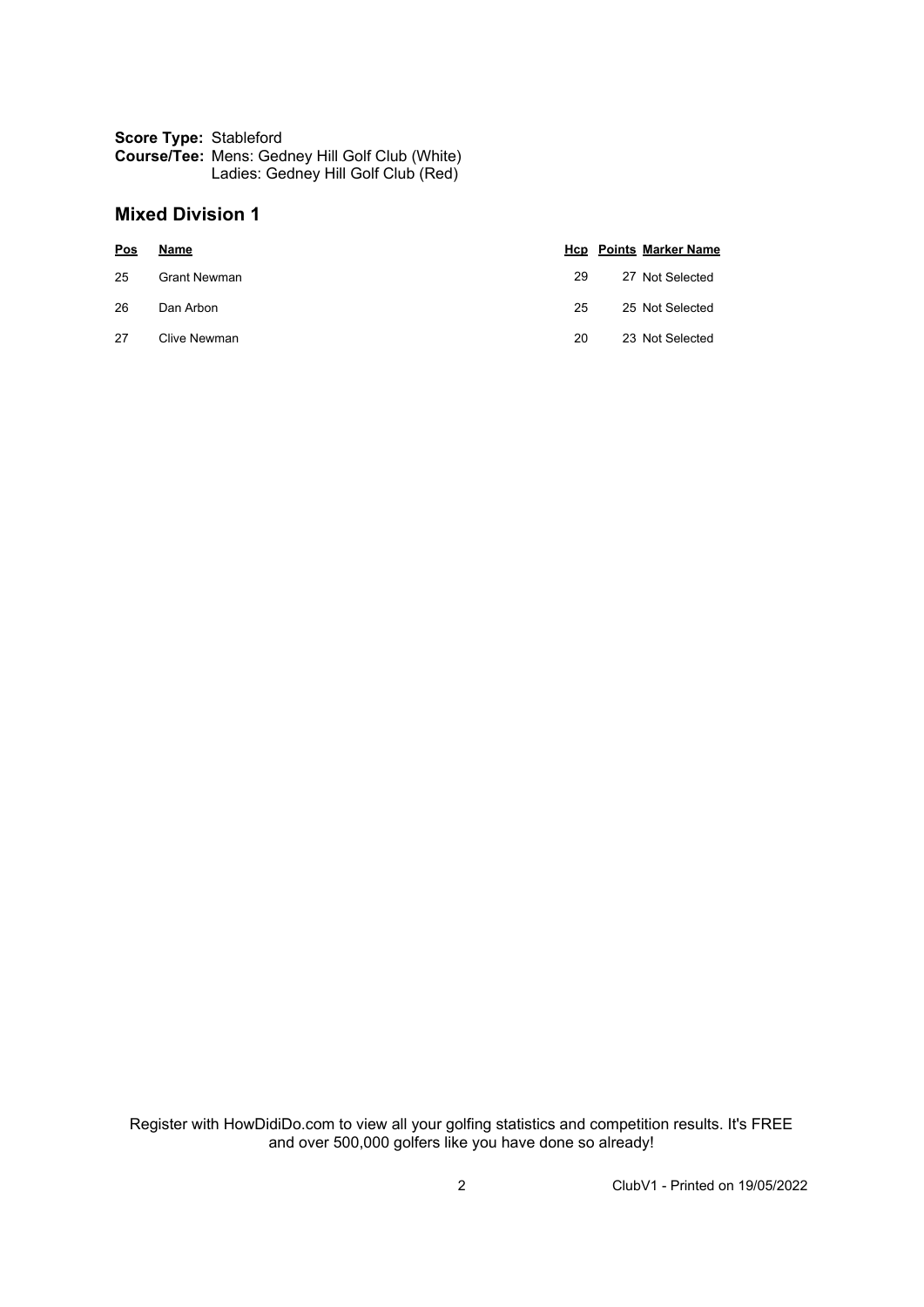**Score Type:** Stableford
**Course/Tee:** Mens: Gedney Hill Golf Club (White)
Ladies: Gedney Hill Golf Club (Red)

## Mixed Division 1

| Pos | Name | Hcp | Points | Marker Name |
|---|---|---|---|---|
| 25 | Grant Newman | 29 | 27 | Not Selected |
| 26 | Dan Arbon | 25 | 25 | Not Selected |
| 27 | Clive Newman | 20 | 23 | Not Selected |

Register with HowDidiDo.com to view all your golfing statistics and competition results. It's FREE and over 500,000 golfers like you have done so already!

ClubV1 - Printed on 19/05/2022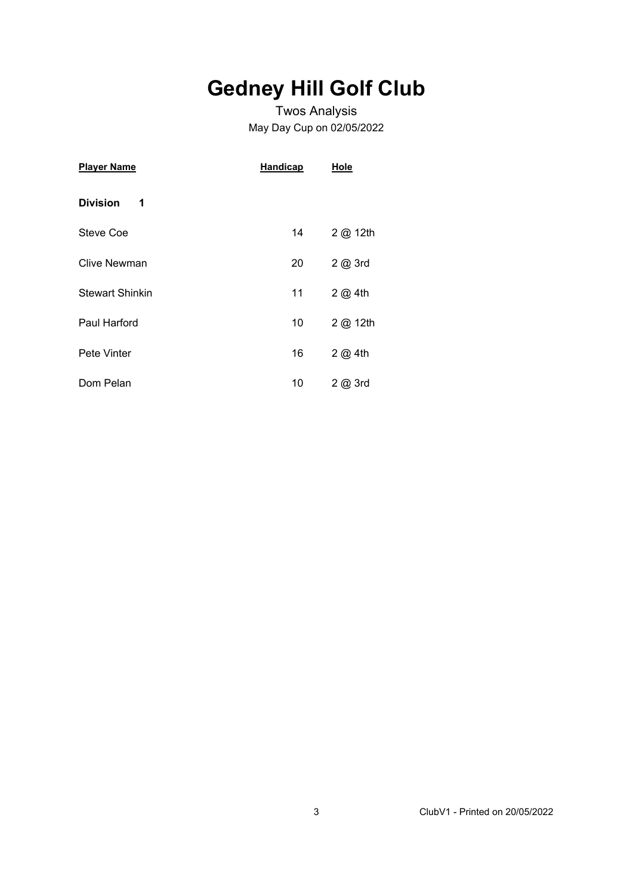# Gedney Hill Golf Club

Twos Analysis

May Day Cup on 02/05/2022

| Player Name | Handicap | Hole |
| --- | --- | --- |
| **Division 1** | | |
| Steve Coe | 14 | 2 @ 12th |
| Clive Newman | 20 | 2 @ 3rd |
| Stewart Shinkin | 11 | 2 @ 4th |
| Paul Harford | 10 | 2 @ 12th |
| Pete Vinter | 16 | 2 @ 4th |
| Dom Pelan | 10 | 2 @ 3rd |

ClubV1 - Printed on 20/05/2022